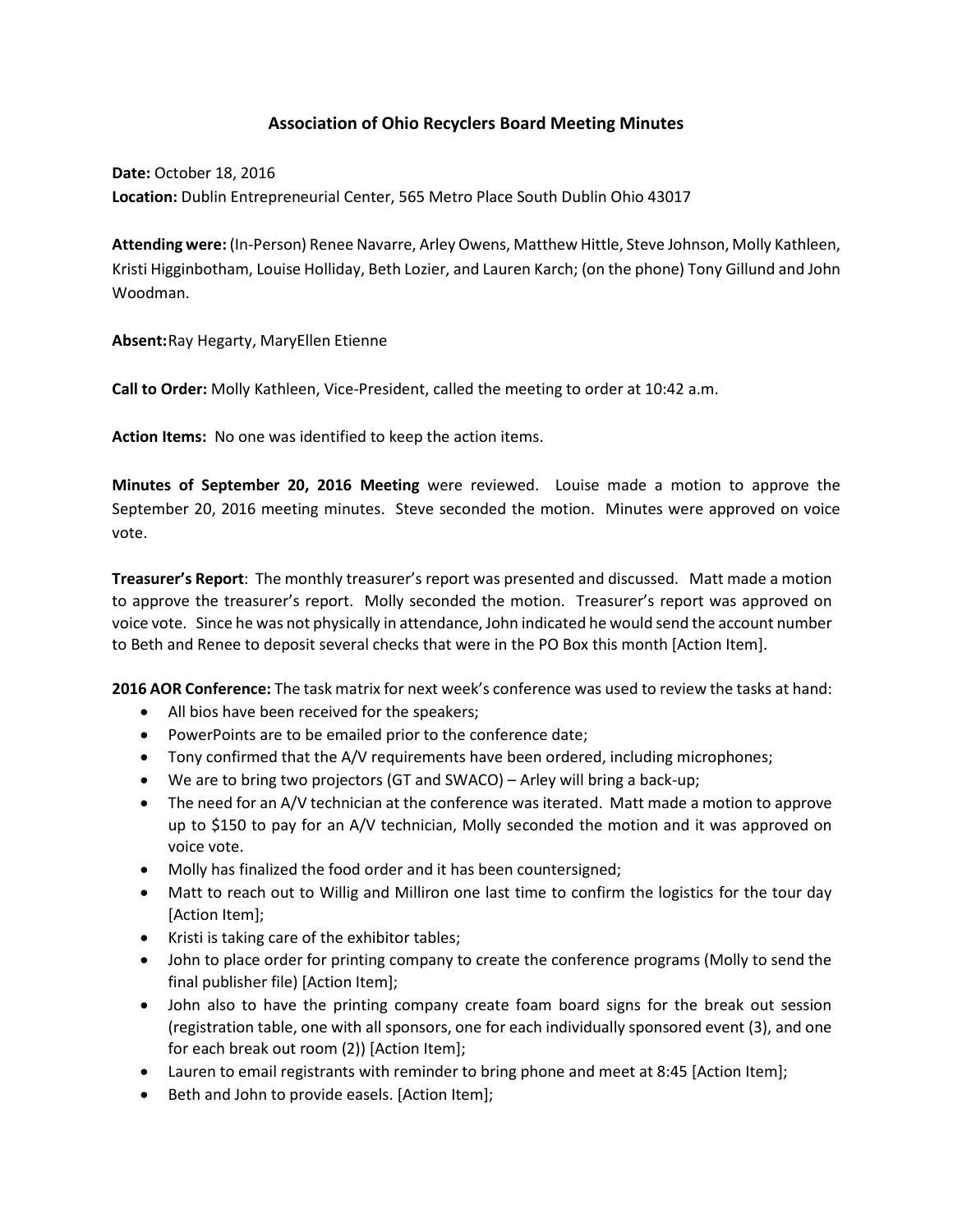# Association of Ohio Recyclers Board Meeting Minutes

**Date:** October 18, 2016
**Location:** Dublin Entrepreneurial Center, 565 Metro Place South Dublin Ohio 43017

**Attending were:** (In-Person) Renee Navarre, Arley Owens, Matthew Hittle, Steve Johnson, Molly Kathleen, Kristi Higginbotham, Louise Holliday, Beth Lozier, and Lauren Karch; (on the phone) Tony Gillund and John Woodman.

**Absent:** Ray Hegarty, MaryEllen Etienne

**Call to Order:** Molly Kathleen, Vice-President, called the meeting to order at 10:42 a.m.

**Action Items:** No one was identified to keep the action items.

**Minutes of September 20, 2016 Meeting** were reviewed. Louise made a motion to approve the September 20, 2016 meeting minutes. Steve seconded the motion. Minutes were approved on voice vote.

**Treasurer's Report**: The monthly treasurer's report was presented and discussed. Matt made a motion to approve the treasurer's report. Molly seconded the motion. Treasurer's report was approved on voice vote. Since he was not physically in attendance, John indicated he would send the account number to Beth and Renee to deposit several checks that were in the PO Box this month [Action Item].

**2016 AOR Conference:** The task matrix for next week's conference was used to review the tasks at hand:

- All bios have been received for the speakers;
- PowerPoints are to be emailed prior to the conference date;
- Tony confirmed that the A/V requirements have been ordered, including microphones;
- We are to bring two projectors (GT and SWACO) – Arley will bring a back-up;
- The need for an A/V technician at the conference was iterated. Matt made a motion to approve up to $150 to pay for an A/V technician, Molly seconded the motion and it was approved on voice vote.
- Molly has finalized the food order and it has been countersigned;
- Matt to reach out to Willig and Milliron one last time to confirm the logistics for the tour day [Action Item];
- Kristi is taking care of the exhibitor tables;
- John to place order for printing company to create the conference programs (Molly to send the final publisher file) [Action Item];
- John also to have the printing company create foam board signs for the break out session (registration table, one with all sponsors, one for each individually sponsored event (3), and one for each break out room (2)) [Action Item];
- Lauren to email registrants with reminder to bring phone and meet at 8:45 [Action Item];
- Beth and John to provide easels. [Action Item];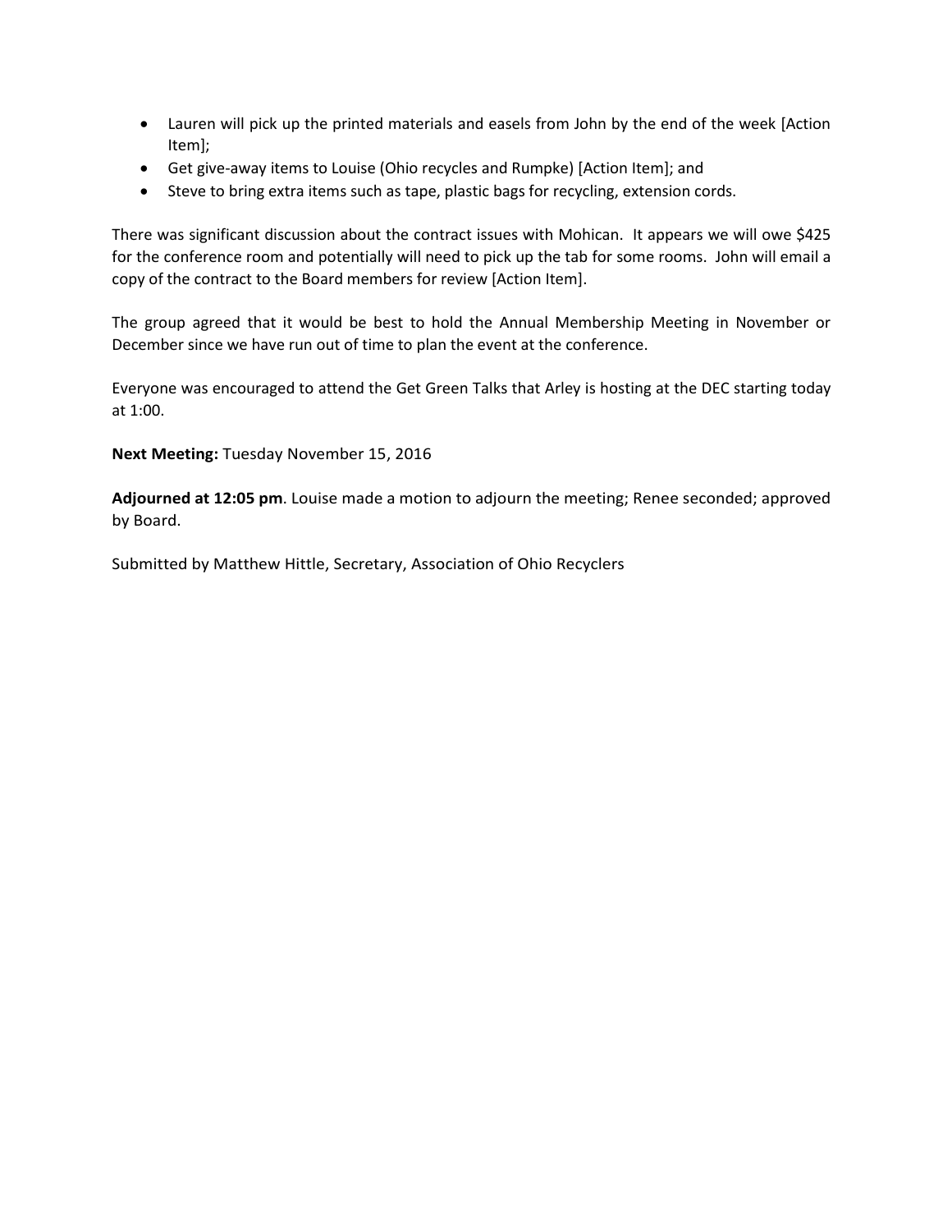- Lauren will pick up the printed materials and easels from John by the end of the week [Action Item];
- Get give-away items to Louise (Ohio recycles and Rumpke) [Action Item]; and
- Steve to bring extra items such as tape, plastic bags for recycling, extension cords.

There was significant discussion about the contract issues with Mohican. It appears we will owe $425 for the conference room and potentially will need to pick up the tab for some rooms. John will email a copy of the contract to the Board members for review [Action Item].

The group agreed that it would be best to hold the Annual Membership Meeting in November or December since we have run out of time to plan the event at the conference.

Everyone was encouraged to attend the Get Green Talks that Arley is hosting at the DEC starting today at 1:00.

**Next Meeting:** Tuesday November 15, 2016

**Adjourned at 12:05 pm**. Louise made a motion to adjourn the meeting; Renee seconded; approved by Board.

Submitted by Matthew Hittle, Secretary, Association of Ohio Recyclers